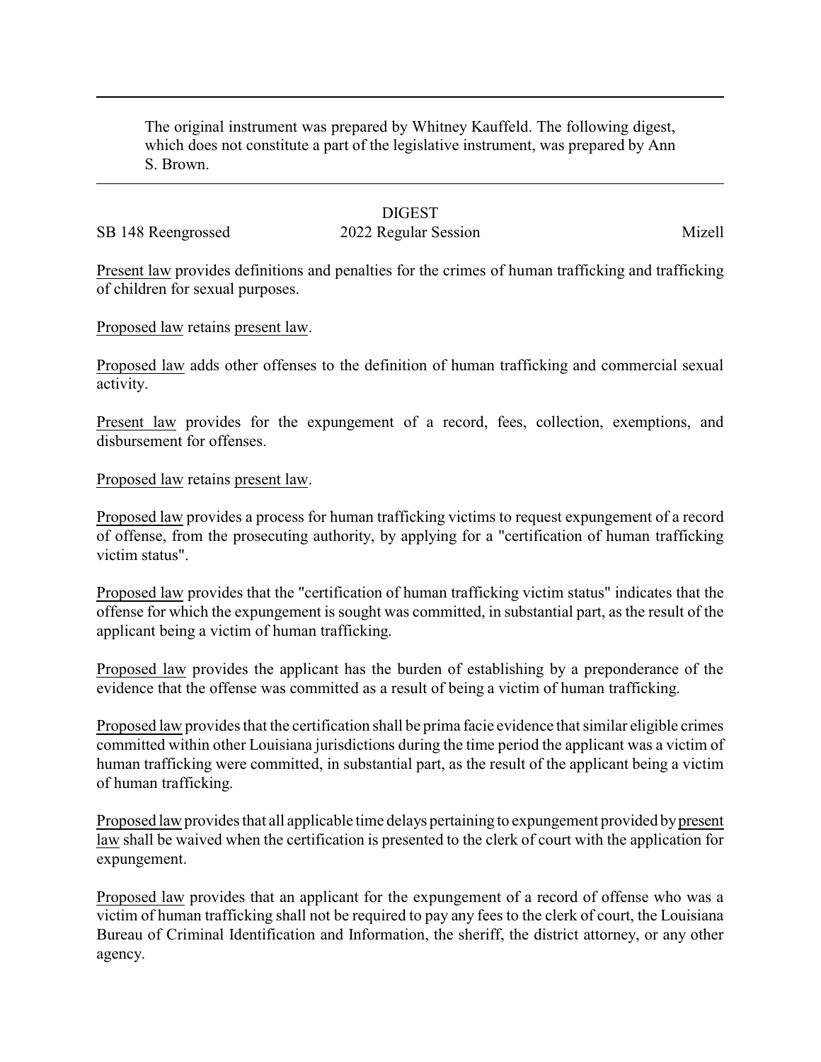The original instrument was prepared by Whitney Kauffeld. The following digest, which does not constitute a part of the legislative instrument, was prepared by Ann S. Brown.

DIGEST

SB 148 Reengrossed 2022 Regular Session Mizell

Present law provides definitions and penalties for the crimes of human trafficking and trafficking of children for sexual purposes.

Proposed law retains present law.

Proposed law adds other offenses to the definition of human trafficking and commercial sexual activity.

Present law provides for the expungement of a record, fees, collection, exemptions, and disbursement for offenses.

Proposed law retains present law.

Proposed law provides a process for human trafficking victims to request expungement of a record of offense, from the prosecuting authority, by applying for a "certification of human trafficking victim status".

Proposed law provides that the "certification of human trafficking victim status" indicates that the offense for which the expungement is sought was committed, in substantial part, as the result of the applicant being a victim of human trafficking.

Proposed law provides the applicant has the burden of establishing by a preponderance of the evidence that the offense was committed as a result of being a victim of human trafficking.

Proposed law provides that the certification shall be prima facie evidence that similar eligible crimes committed within other Louisiana jurisdictions during the time period the applicant was a victim of human trafficking were committed, in substantial part, as the result of the applicant being a victim of human trafficking.

Proposed law provides that all applicable time delays pertaining to expungement provided by present law shall be waived when the certification is presented to the clerk of court with the application for expungement.

Proposed law provides that an applicant for the expungement of a record of offense who was a victim of human trafficking shall not be required to pay any fees to the clerk of court, the Louisiana Bureau of Criminal Identification and Information, the sheriff, the district attorney, or any other agency.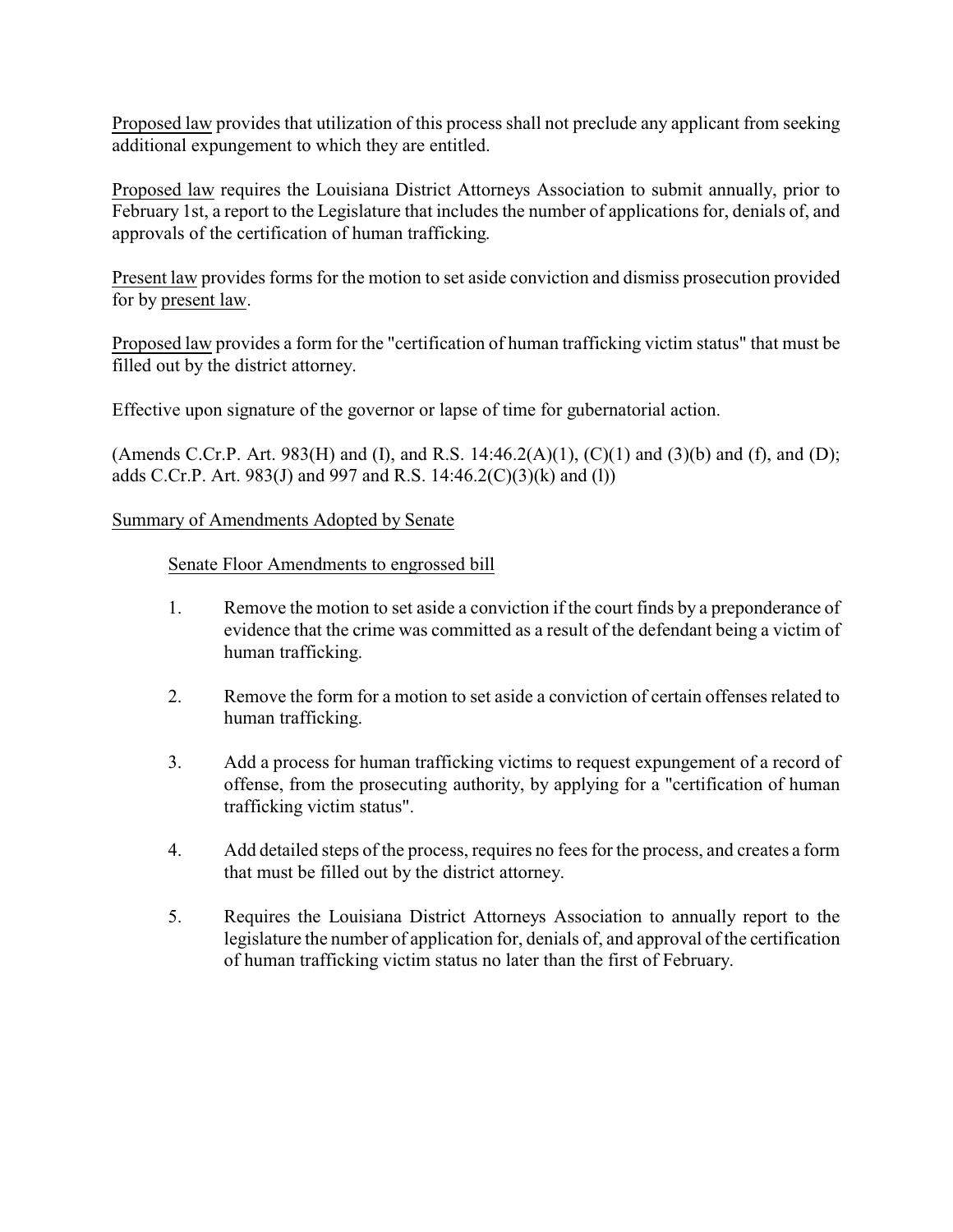Proposed law provides that utilization of this process shall not preclude any applicant from seeking additional expungement to which they are entitled.

Proposed law requires the Louisiana District Attorneys Association to submit annually, prior to February 1st, a report to the Legislature that includes the number of applications for, denials of, and approvals of the certification of human trafficking.

Present law provides forms for the motion to set aside conviction and dismiss prosecution provided for by present law.

Proposed law provides a form for the "certification of human trafficking victim status" that must be filled out by the district attorney.

Effective upon signature of the governor or lapse of time for gubernatorial action.

(Amends C.Cr.P. Art. 983(H) and (I), and R.S. 14:46.2(A)(1), (C)(1) and (3)(b) and (f), and (D); adds C.Cr.P. Art. 983(J) and 997 and R.S. 14:46.2(C)(3)(k) and (l))

Summary of Amendments Adopted by Senate

Senate Floor Amendments to engrossed bill

1. Remove the motion to set aside a conviction if the court finds by a preponderance of evidence that the crime was committed as a result of the defendant being a victim of human trafficking.

2. Remove the form for a motion to set aside a conviction of certain offenses related to human trafficking.

3. Add a process for human trafficking victims to request expungement of a record of offense, from the prosecuting authority, by applying for a "certification of human trafficking victim status".

4. Add detailed steps of the process, requires no fees for the process, and creates a form that must be filled out by the district attorney.

5. Requires the Louisiana District Attorneys Association to annually report to the legislature the number of application for, denials of, and approval of the certification of human trafficking victim status no later than the first of February.